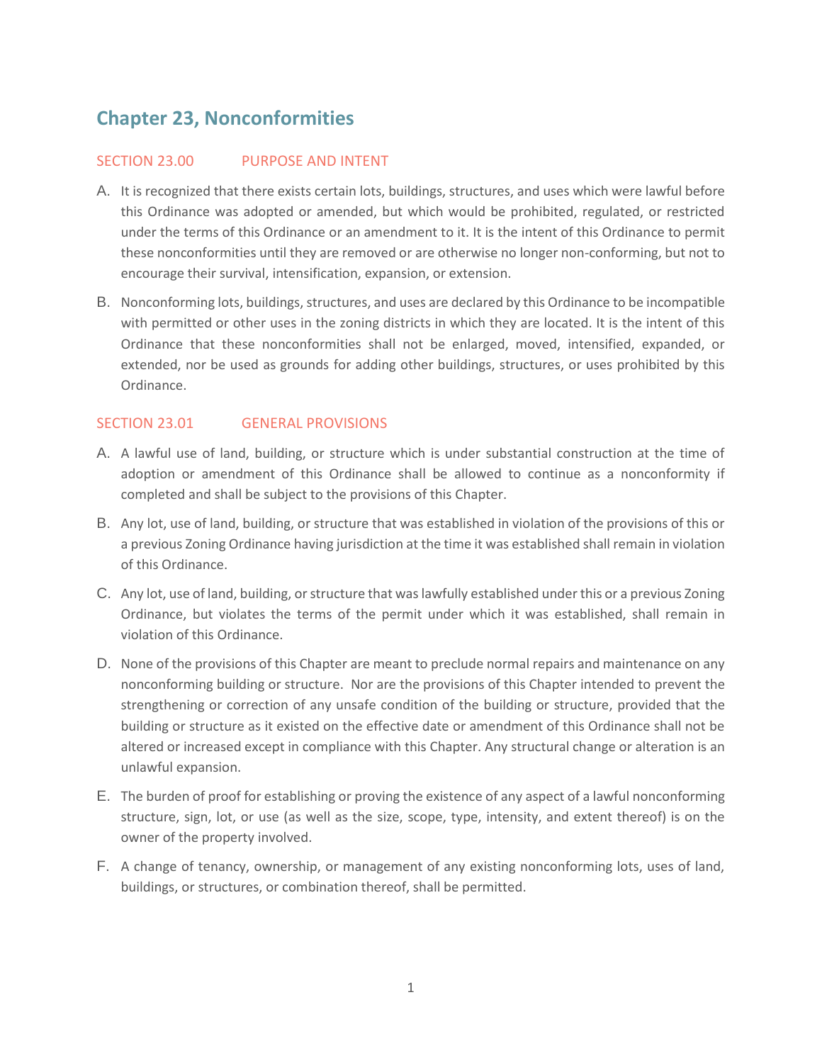# Chapter 23, Nonconformities

## SECTION 23.00 PURPOSE AND INTENT

A. It is recognized that there exists certain lots, buildings, structures, and uses which were lawful before this Ordinance was adopted or amended, but which would be prohibited, regulated, or restricted under the terms of this Ordinance or an amendment to it. It is the intent of this Ordinance to permit these nonconformities until they are removed or are otherwise no longer non-conforming, but not to encourage their survival, intensification, expansion, or extension.

B. Nonconforming lots, buildings, structures, and uses are declared by this Ordinance to be incompatible with permitted or other uses in the zoning districts in which they are located. It is the intent of this Ordinance that these nonconformities shall not be enlarged, moved, intensified, expanded, or extended, nor be used as grounds for adding other buildings, structures, or uses prohibited by this Ordinance.

## SECTION 23.01 GENERAL PROVISIONS

A. A lawful use of land, building, or structure which is under substantial construction at the time of adoption or amendment of this Ordinance shall be allowed to continue as a nonconformity if completed and shall be subject to the provisions of this Chapter.

B. Any lot, use of land, building, or structure that was established in violation of the provisions of this or a previous Zoning Ordinance having jurisdiction at the time it was established shall remain in violation of this Ordinance.

C. Any lot, use of land, building, or structure that was lawfully established under this or a previous Zoning Ordinance, but violates the terms of the permit under which it was established, shall remain in violation of this Ordinance.

D. None of the provisions of this Chapter are meant to preclude normal repairs and maintenance on any nonconforming building or structure. Nor are the provisions of this Chapter intended to prevent the strengthening or correction of any unsafe condition of the building or structure, provided that the building or structure as it existed on the effective date or amendment of this Ordinance shall not be altered or increased except in compliance with this Chapter. Any structural change or alteration is an unlawful expansion.

E. The burden of proof for establishing or proving the existence of any aspect of a lawful nonconforming structure, sign, lot, or use (as well as the size, scope, type, intensity, and extent thereof) is on the owner of the property involved.

F. A change of tenancy, ownership, or management of any existing nonconforming lots, uses of land, buildings, or structures, or combination thereof, shall be permitted.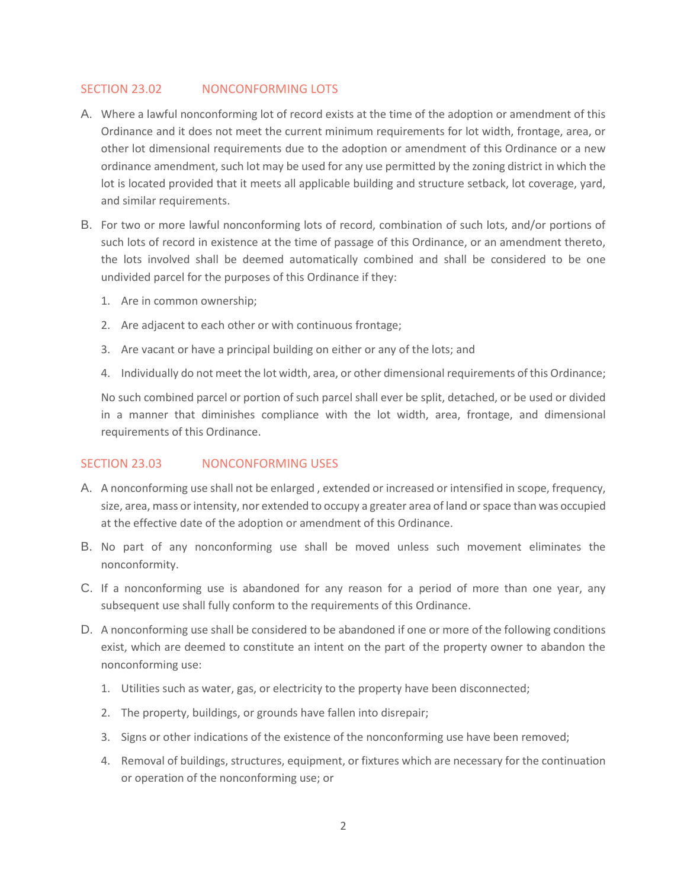## SECTION 23.02 NONCONFORMING LOTS

A. Where a lawful nonconforming lot of record exists at the time of the adoption or amendment of this Ordinance and it does not meet the current minimum requirements for lot width, frontage, area, or other lot dimensional requirements due to the adoption or amendment of this Ordinance or a new ordinance amendment, such lot may be used for any use permitted by the zoning district in which the lot is located provided that it meets all applicable building and structure setback, lot coverage, yard, and similar requirements.

B. For two or more lawful nonconforming lots of record, combination of such lots, and/or portions of such lots of record in existence at the time of passage of this Ordinance, or an amendment thereto, the lots involved shall be deemed automatically combined and shall be considered to be one undivided parcel for the purposes of this Ordinance if they:

   1. Are in common ownership;
   2. Are adjacent to each other or with continuous frontage;
   3. Are vacant or have a principal building on either or any of the lots; and
   4. Individually do not meet the lot width, area, or other dimensional requirements of this Ordinance;

   No such combined parcel or portion of such parcel shall ever be split, detached, or be used or divided in a manner that diminishes compliance with the lot width, area, frontage, and dimensional requirements of this Ordinance.

## SECTION 23.03 NONCONFORMING USES

A. A nonconforming use shall not be enlarged , extended or increased or intensified in scope, frequency, size, area, mass or intensity, nor extended to occupy a greater area of land or space than was occupied at the effective date of the adoption or amendment of this Ordinance.

B. No part of any nonconforming use shall be moved unless such movement eliminates the nonconformity.

C. If a nonconforming use is abandoned for any reason for a period of more than one year, any subsequent use shall fully conform to the requirements of this Ordinance.

D. A nonconforming use shall be considered to be abandoned if one or more of the following conditions exist, which are deemed to constitute an intent on the part of the property owner to abandon the nonconforming use:

   1. Utilities such as water, gas, or electricity to the property have been disconnected;
   2. The property, buildings, or grounds have fallen into disrepair;
   3. Signs or other indications of the existence of the nonconforming use have been removed;
   4. Removal of buildings, structures, equipment, or fixtures which are necessary for the continuation or operation of the nonconforming use; or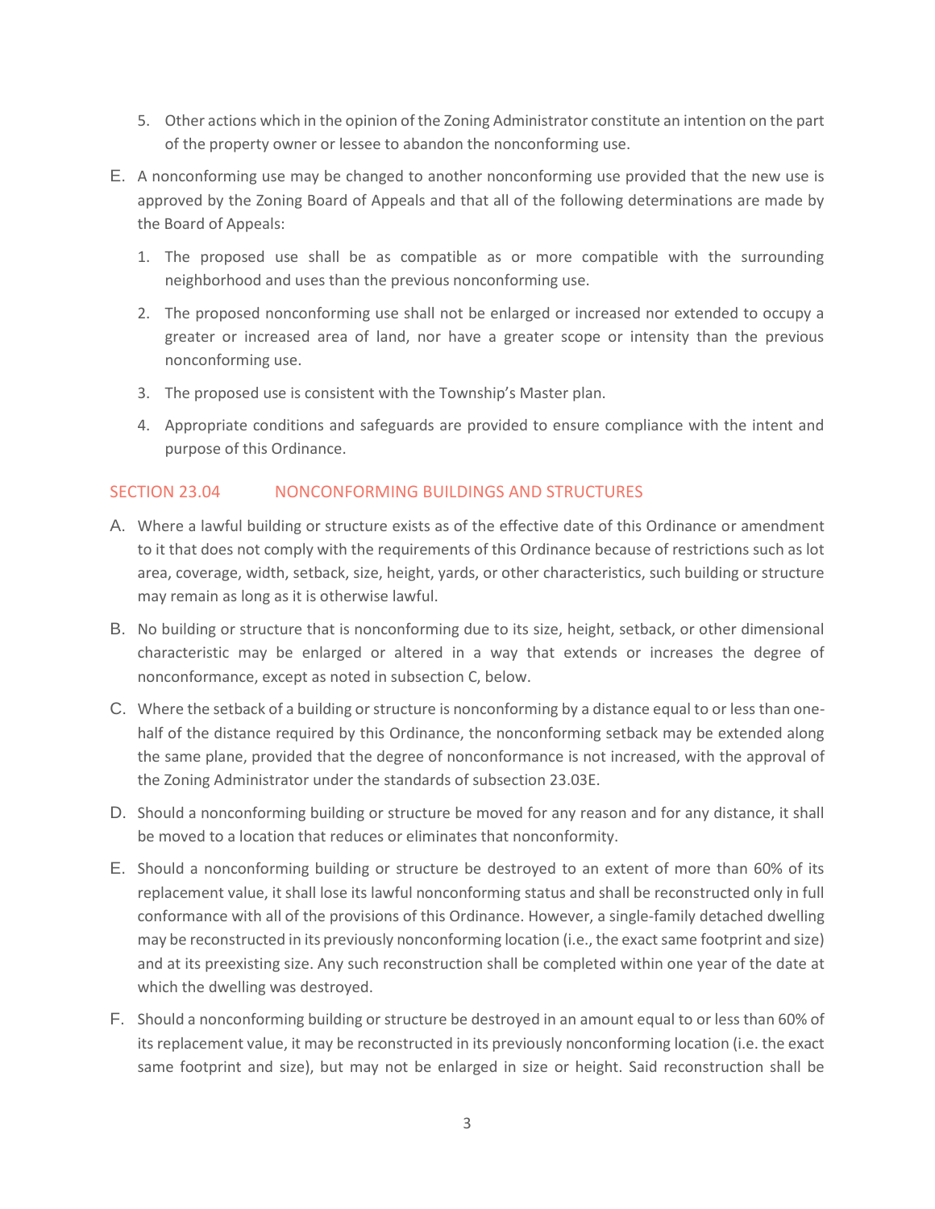5. Other actions which in the opinion of the Zoning Administrator constitute an intention on the part of the property owner or lessee to abandon the nonconforming use.

E. A nonconforming use may be changed to another nonconforming use provided that the new use is approved by the Zoning Board of Appeals and that all of the following determinations are made by the Board of Appeals:

1. The proposed use shall be as compatible as or more compatible with the surrounding neighborhood and uses than the previous nonconforming use.

2. The proposed nonconforming use shall not be enlarged or increased nor extended to occupy a greater or increased area of land, nor have a greater scope or intensity than the previous nonconforming use.

3. The proposed use is consistent with the Township's Master plan.

4. Appropriate conditions and safeguards are provided to ensure compliance with the intent and purpose of this Ordinance.

## SECTION 23.04 NONCONFORMING BUILDINGS AND STRUCTURES

A. Where a lawful building or structure exists as of the effective date of this Ordinance or amendment to it that does not comply with the requirements of this Ordinance because of restrictions such as lot area, coverage, width, setback, size, height, yards, or other characteristics, such building or structure may remain as long as it is otherwise lawful.

B. No building or structure that is nonconforming due to its size, height, setback, or other dimensional characteristic may be enlarged or altered in a way that extends or increases the degree of nonconformance, except as noted in subsection C, below.

C. Where the setback of a building or structure is nonconforming by a distance equal to or less than one-half of the distance required by this Ordinance, the nonconforming setback may be extended along the same plane, provided that the degree of nonconformance is not increased, with the approval of the Zoning Administrator under the standards of subsection 23.03E.

D. Should a nonconforming building or structure be moved for any reason and for any distance, it shall be moved to a location that reduces or eliminates that nonconformity.

E. Should a nonconforming building or structure be destroyed to an extent of more than 60% of its replacement value, it shall lose its lawful nonconforming status and shall be reconstructed only in full conformance with all of the provisions of this Ordinance. However, a single-family detached dwelling may be reconstructed in its previously nonconforming location (i.e., the exact same footprint and size) and at its preexisting size. Any such reconstruction shall be completed within one year of the date at which the dwelling was destroyed.

F. Should a nonconforming building or structure be destroyed in an amount equal to or less than 60% of its replacement value, it may be reconstructed in its previously nonconforming location (i.e. the exact same footprint and size), but may not be enlarged in size or height. Said reconstruction shall be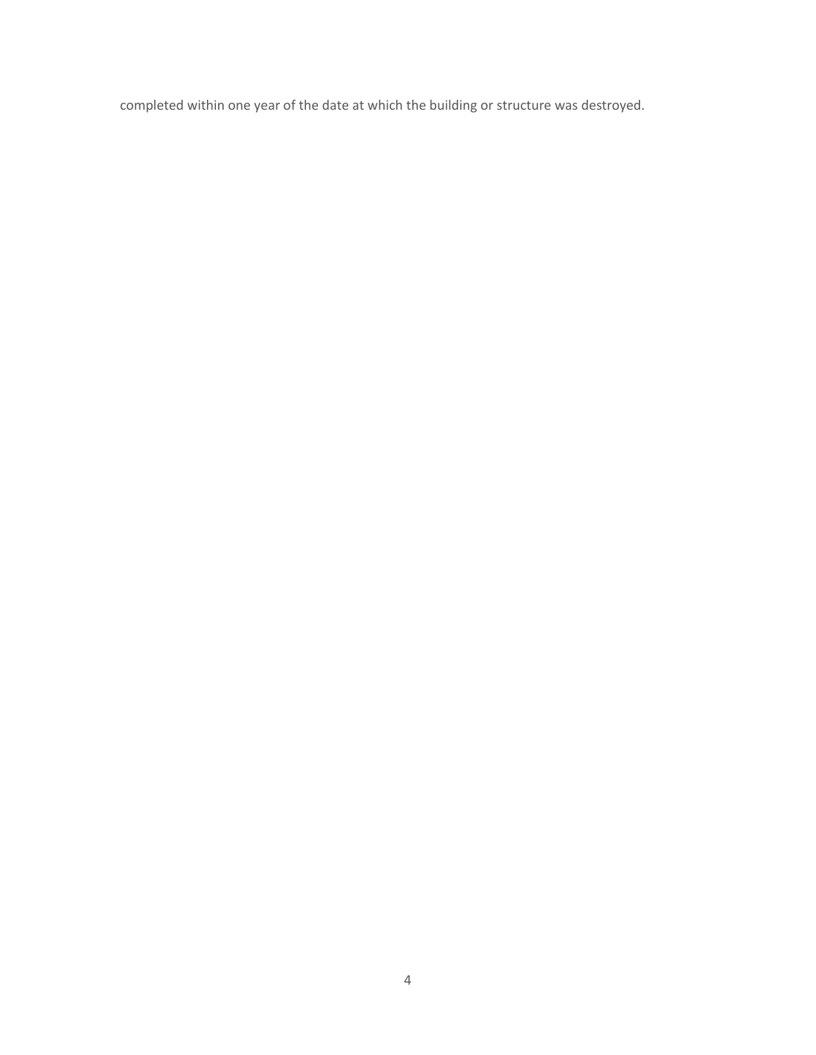completed within one year of the date at which the building or structure was destroyed.